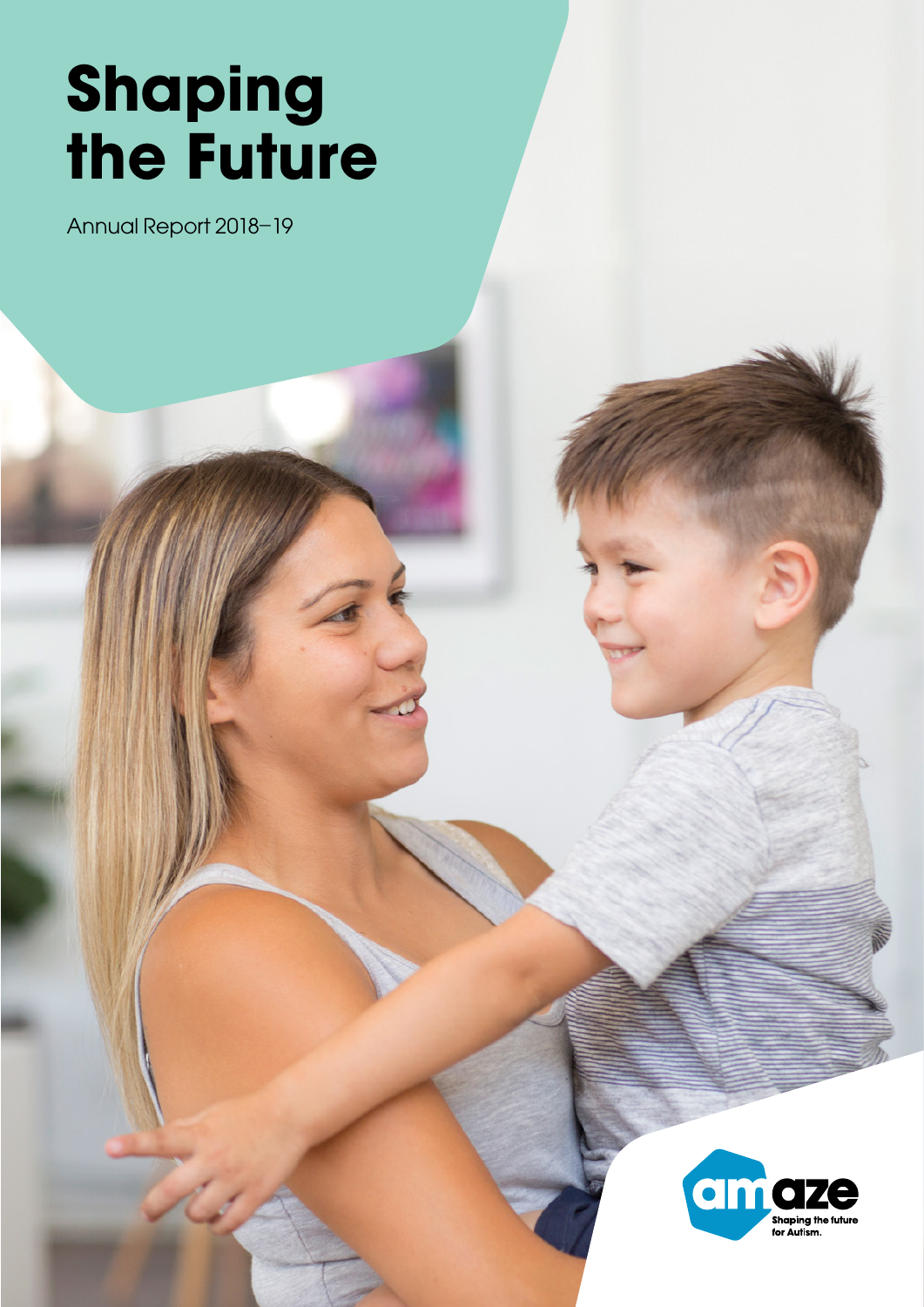# Shaping the Future

Annual Report 2018–19

amaze

Shaping the future for Autism.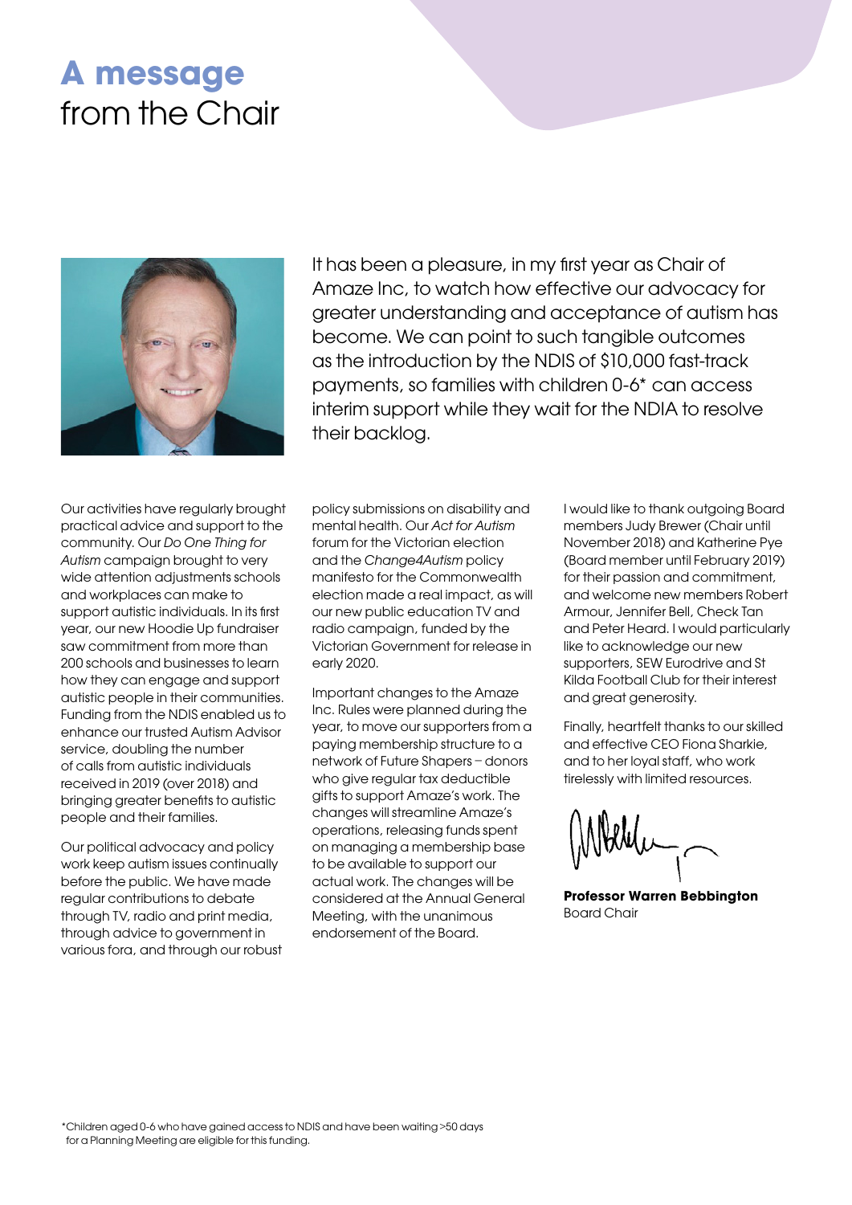# **A message** from the Chair

It has been a pleasure, in my first year as Chair of Amaze Inc, to watch how effective our advocacy for greater understanding and acceptance of autism has become. We can point to such tangible outcomes as the introduction by the NDIS of $10,000 fast-track payments, so families with children 0-6* can access interim support while they wait for the NDIA to resolve their backlog.

Our activities have regularly brought practical advice and support to the community. Our *Do One Thing for Autism* campaign brought to very wide attention adjustments schools and workplaces can make to support autistic individuals. In its first year, our new Hoodie Up fundraiser saw commitment from more than 200 schools and businesses to learn how they can engage and support autistic people in their communities. Funding from the NDIS enabled us to enhance our trusted Autism Advisor service, doubling the number of calls from autistic individuals received in 2019 (over 2018) and bringing greater benefits to autistic people and their families.

Our political advocacy and policy work keep autism issues continually before the public. We have made regular contributions to debate through TV, radio and print media, through advice to government in various fora, and through our robust policy submissions on disability and mental health. Our *Act for Autism* forum for the Victorian election and the *Change4Autism* policy manifesto for the Commonwealth election made a real impact, as will our new public education TV and radio campaign, funded by the Victorian Government for release in early 2020.

Important changes to the Amaze Inc. Rules were planned during the year, to move our supporters from a paying membership structure to a network of Future Shapers – donors who give regular tax deductible gifts to support Amaze's work. The changes will streamline Amaze's operations, releasing funds spent on managing a membership base to be available to support our actual work. The changes will be considered at the Annual General Meeting, with the unanimous endorsement of the Board.

I would like to thank outgoing Board members Judy Brewer (Chair until November 2018) and Katherine Pye (Board member until February 2019) for their passion and commitment, and welcome new members Robert Armour, Jennifer Bell, Check Tan and Peter Heard. I would particularly like to acknowledge our new supporters, SEW Eurodrive and St Kilda Football Club for their interest and great generosity.

Finally, heartfelt thanks to our skilled and effective CEO Fiona Sharkie, and to her loyal staff, who work tirelessly with limited resources.

**Professor Warren Bebbington**
Board Chair

*Children aged 0-6 who have gained access to NDIS and have been waiting >50 days for a Planning Meeting are eligible for this funding.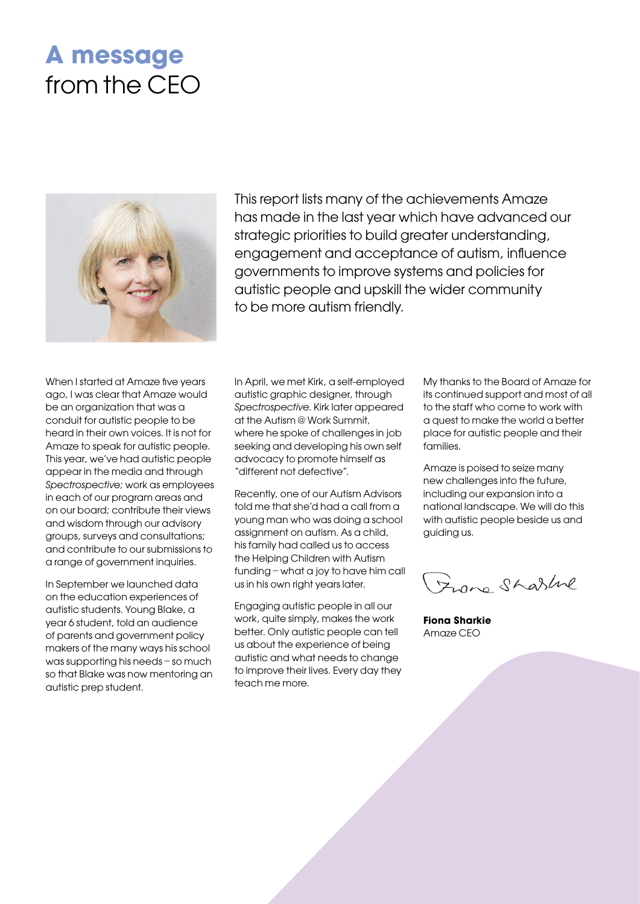# **A message** from the CEO

This report lists many of the achievements Amaze has made in the last year which have advanced our strategic priorities to build greater understanding, engagement and acceptance of autism, influence governments to improve systems and policies for autistic people and upskill the wider community to be more autism friendly.

When I started at Amaze five years ago, I was clear that Amaze would be an organization that was a conduit for autistic people to be heard in their own voices. It is not for Amaze to speak for autistic people. This year, we've had autistic people appear in the media and through *Spectrospective*; work as employees in each of our program areas and on our board; contribute their views and wisdom through our advisory groups, surveys and consultations; and contribute to our submissions to a range of government inquiries.

In September we launched data on the education experiences of autistic students. Young Blake, a year 6 student, told an audience of parents and government policy makers of the many ways his school was supporting his needs – so much so that Blake was now mentoring an autistic prep student.

In April, we met Kirk, a self-employed autistic graphic designer, through *Spectrospective*. Kirk later appeared at the Autism @ Work Summit, where he spoke of challenges in job seeking and developing his own self advocacy to promote himself as "different not defective".

Recently, one of our Autism Advisors told me that she'd had a call from a young man who was doing a school assignment on autism. As a child, his family had called us to access the Helping Children with Autism funding – what a joy to have him call us in his own right years later.

Engaging autistic people in all our work, quite simply, makes the work better. Only autistic people can tell us about the experience of being autistic and what needs to change to improve their lives. Every day they teach me more.

My thanks to the Board of Amaze for its continued support and most of all to the staff who come to work with a quest to make the world a better place for autistic people and their families.

Amaze is poised to seize many new challenges into the future, including our expansion into a national landscape. We will do this with autistic people beside us and guiding us.

Fiona Sharkie

**Fiona Sharkie**
Amaze CEO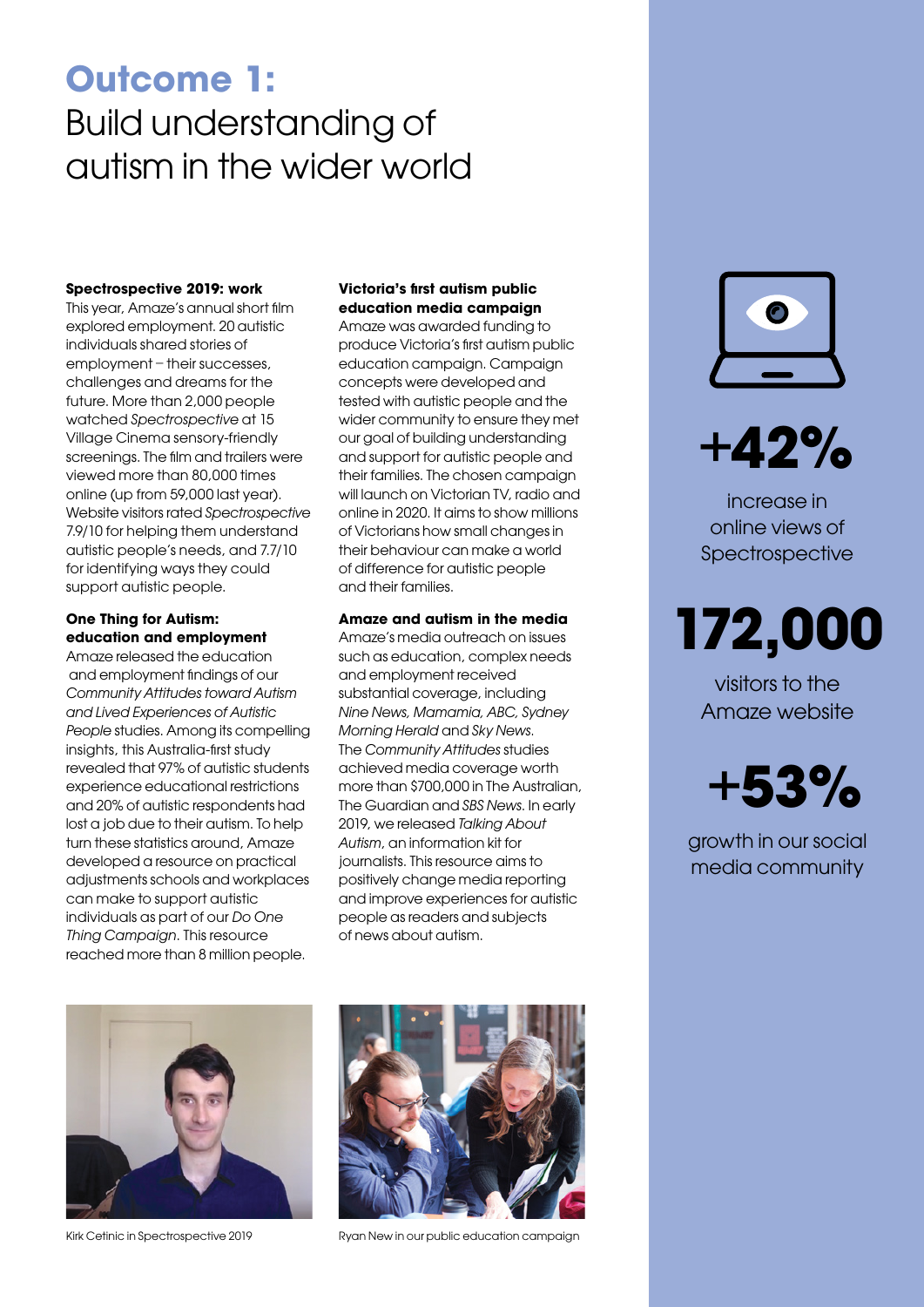# Outcome 1:
## Build understanding of autism in the wider world

### Spectrospective 2019: work

This year, Amaze's annual short film explored employment. 20 autistic individuals shared stories of employment – their successes, challenges and dreams for the future. More than 2,000 people watched *Spectrospective* at 15 Village Cinema sensory-friendly screenings. The film and trailers were viewed more than 80,000 times online (up from 59,000 last year). Website visitors rated *Spectrospective* 7.9/10 for helping them understand autistic people's needs, and 7.7/10 for identifying ways they could support autistic people.

### One Thing for Autism: education and employment

Amaze released the education and employment findings of our *Community Attitudes toward Autism and Lived Experiences of Autistic People* studies. Among its compelling insights, this Australia-first study revealed that 97% of autistic students experience educational restrictions and 20% of autistic respondents had lost a job due to their autism. To help turn these statistics around, Amaze developed a resource on practical adjustments schools and workplaces can make to support autistic individuals as part of our *Do One Thing Campaign*. This resource reached more than 8 million people.

### Victoria's first autism public education media campaign

Amaze was awarded funding to produce Victoria's first autism public education campaign. Campaign concepts were developed and tested with autistic people and the wider community to ensure they met our goal of building understanding and support for autistic people and their families. The chosen campaign will launch on Victorian TV, radio and online in 2020. It aims to show millions of Victorians how small changes in their behaviour can make a world of difference for autistic people and their families.

### Amaze and autism in the media

Amaze's media outreach on issues such as education, complex needs and employment received substantial coverage, including *Nine News, Mamamia, ABC, Sydney Morning Herald* and *Sky News*. The *Community Attitudes* studies achieved media coverage worth more than $700,000 in The Australian, The Guardian and *SBS News*. In early 2019, we released *Talking About Autism*, an information kit for journalists. This resource aims to positively change media reporting and improve experiences for autistic people as readers and subjects of news about autism.

**+42%**
increase in online views of Spectrospective

**172,000**
visitors to the Amaze website

**+53%**
growth in our social media community

Kirk Cetinic in Spectrospective 2019

Ryan New in our public education campaign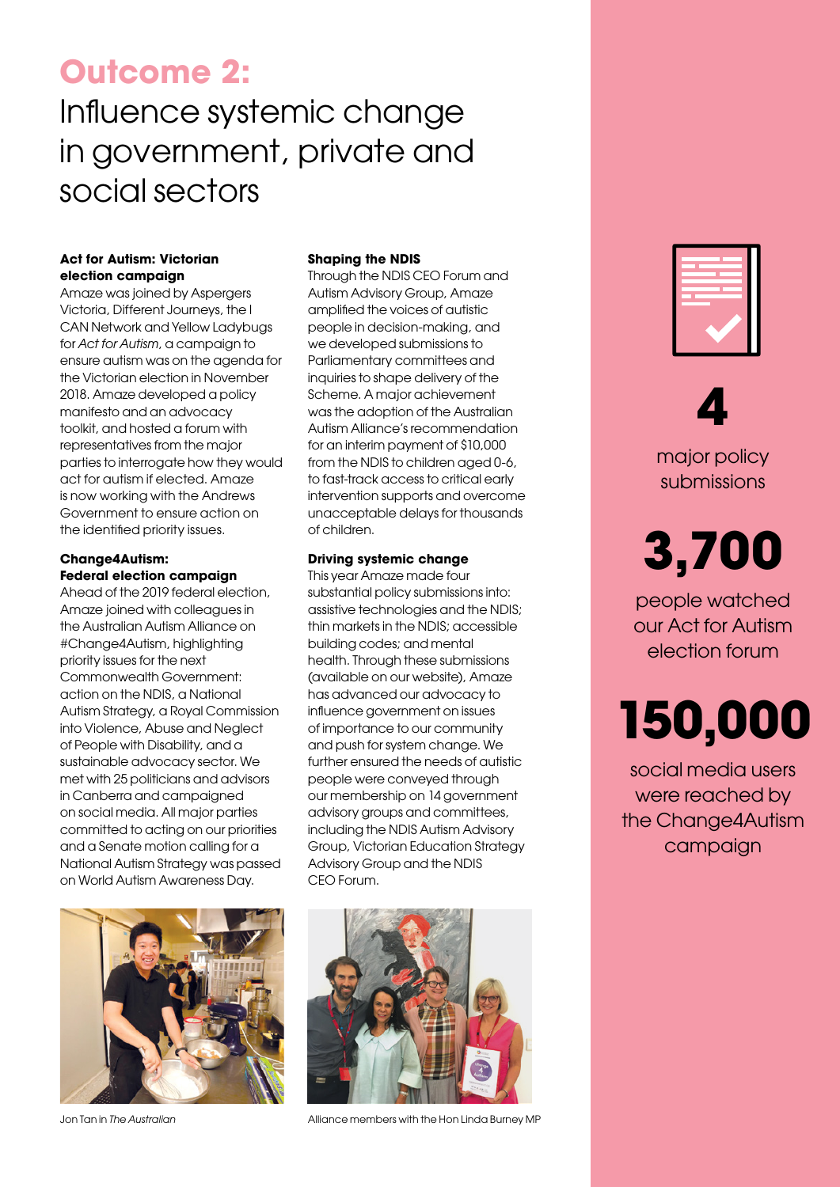# Outcome 2:
## Influence systemic change in government, private and social sectors

### Act for Autism: Victorian election campaign

Amaze was joined by Aspergers Victoria, Different Journeys, the I CAN Network and Yellow Ladybugs for *Act for Autism*, a campaign to ensure autism was on the agenda for the Victorian election in November 2018. Amaze developed a policy manifesto and an advocacy toolkit, and hosted a forum with representatives from the major parties to interrogate how they would act for autism if elected. Amaze is now working with the Andrews Government to ensure action on the identified priority issues.

### Change4Autism: Federal election campaign

Ahead of the 2019 federal election, Amaze joined with colleagues in the Australian Autism Alliance on #Change4Autism, highlighting priority issues for the next Commonwealth Government: action on the NDIS, a National Autism Strategy, a Royal Commission into Violence, Abuse and Neglect of People with Disability, and a sustainable advocacy sector. We met with 25 politicians and advisors in Canberra and campaigned on social media. All major parties committed to acting on our priorities and a Senate motion calling for a National Autism Strategy was passed on World Autism Awareness Day.

### Shaping the NDIS

Through the NDIS CEO Forum and Autism Advisory Group, Amaze amplified the voices of autistic people in decision-making, and we developed submissions to Parliamentary committees and inquiries to shape delivery of the Scheme. A major achievement was the adoption of the Australian Autism Alliance's recommendation for an interim payment of $10,000 from the NDIS to children aged 0-6, to fast-track access to critical early intervention supports and overcome unacceptable delays for thousands of children.

### Driving systemic change

This year Amaze made four substantial policy submissions into: assistive technologies and the NDIS; thin markets in the NDIS; accessible building codes; and mental health. Through these submissions (available on our website), Amaze has advanced our advocacy to influence government on issues of importance to our community and push for system change. We further ensured the needs of autistic people were conveyed through our membership on 14 government advisory groups and committees, including the NDIS Autism Advisory Group, Victorian Education Strategy Advisory Group and the NDIS CEO Forum.

Jon Tan in *The Australian*

Alliance members with the Hon Linda Burney MP

**4**

major policy submissions

**3,700**

people watched our Act for Autism election forum

**150,000**

social media users were reached by the Change4Autism campaign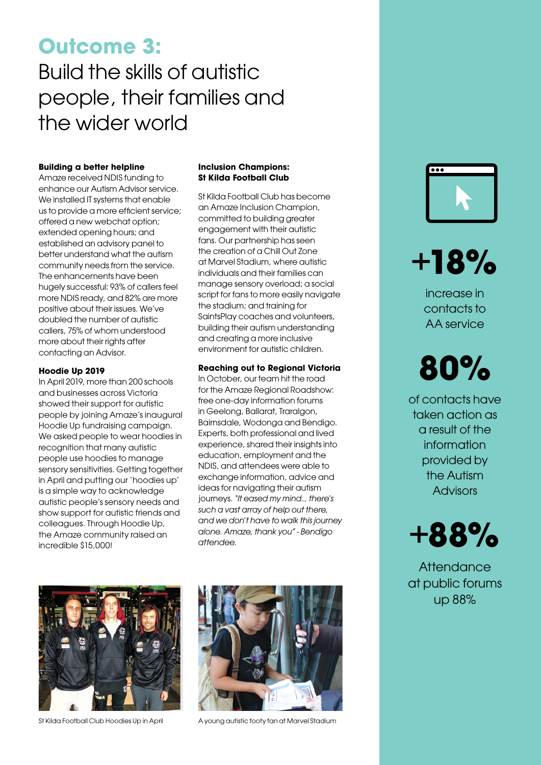# Outcome 3:

## Build the skills of autistic people, their families and the wider world

**Building a better helpline**
Amaze received NDIS funding to enhance our Autism Advisor service. We installed IT systems that enable us to provide a more efficient service; offered a new webchat option; extended opening hours; and established an advisory panel to better understand what the autism community needs from the service. The enhancements have been hugely successful: 93% of callers feel more NDIS ready, and 82% are more positive about their issues. We've doubled the number of autistic callers, 75% of whom understood more about their rights after contacting an Advisor.

**Hoodie Up 2019**
In April 2019, more than 200 schools and businesses across Victoria showed their support for autistic people by joining Amaze's inaugural Hoodie Up fundraising campaign. We asked people to wear hoodies in recognition that many autistic people use hoodies to manage sensory sensitivities. Getting together in April and putting our 'hoodies up' is a simple way to acknowledge autistic people's sensory needs and show support for autistic friends and colleagues. Through Hoodie Up, the Amaze community raised an incredible $15,000!

**Inclusion Champions: St Kilda Football Club**

St Kilda Football Club has become an Amaze Inclusion Champion, committed to building greater engagement with their autistic fans. Our partnership has seen the creation of a Chill Out Zone at Marvel Stadium, where autistic individuals and their families can manage sensory overload; a social script for fans to more easily navigate the stadium; and training for SaintsPlay coaches and volunteers, building their autism understanding and creating a more inclusive environment for autistic children.

**Reaching out to Regional Victoria**
In October, our team hit the road for the Amaze Regional Roadshow: free one-day information forums in Geelong, Ballarat, Traralgon, Bairnsdale, Wodonga and Bendigo. Experts, both professional and lived experience, shared their insights into education, employment and the NDIS, and attendees were able to exchange information, advice and ideas for navigating their autism journeys. *"It eased my mind... there's such a vast array of help out there, and we don't have to walk this journey alone. Amaze, thank you" - Bendigo attendee.*

St Kilda Football Club Hoodies Up in April

A young autistic footy fan at Marvel Stadium

**+18%**
increase in contacts to AA service

**80%**
of contacts have taken action as a result of the information provided by the Autism Advisors

**+88%**
Attendance at public forums up 88%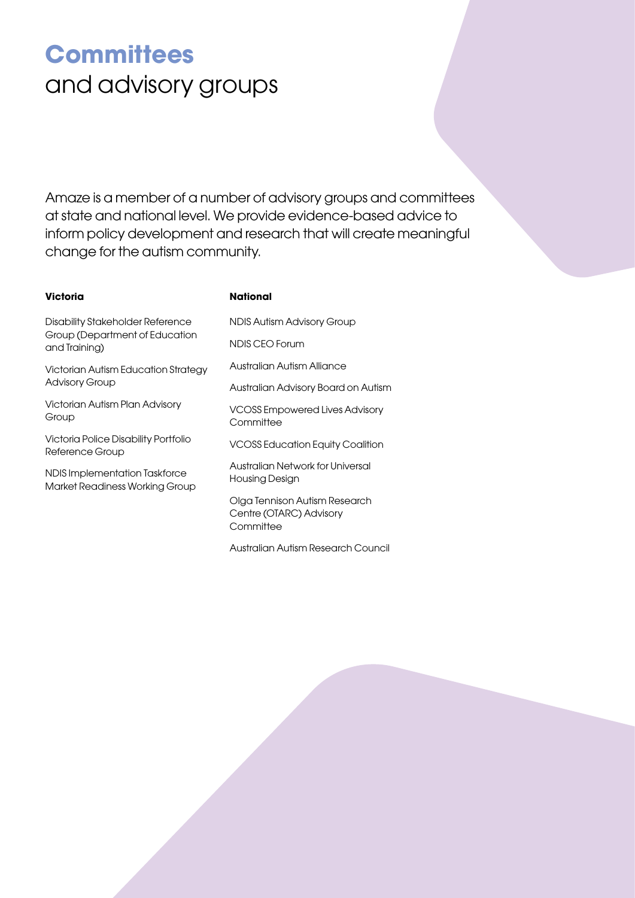# **Committees** and advisory groups

Amaze is a member of a number of advisory groups and committees at state and national level. We provide evidence-based advice to inform policy development and research that will create meaningful change for the autism community.

**Victoria**

Disability Stakeholder Reference Group (Department of Education and Training)

Victorian Autism Education Strategy Advisory Group

Victorian Autism Plan Advisory Group

Victoria Police Disability Portfolio Reference Group

NDIS Implementation Taskforce Market Readiness Working Group

**National**

NDIS Autism Advisory Group

NDIS CEO Forum

Australian Autism Alliance

Australian Advisory Board on Autism

VCOSS Empowered Lives Advisory Committee

VCOSS Education Equity Coalition

Australian Network for Universal Housing Design

Olga Tennison Autism Research Centre (OTARC) Advisory Committee

Australian Autism Research Council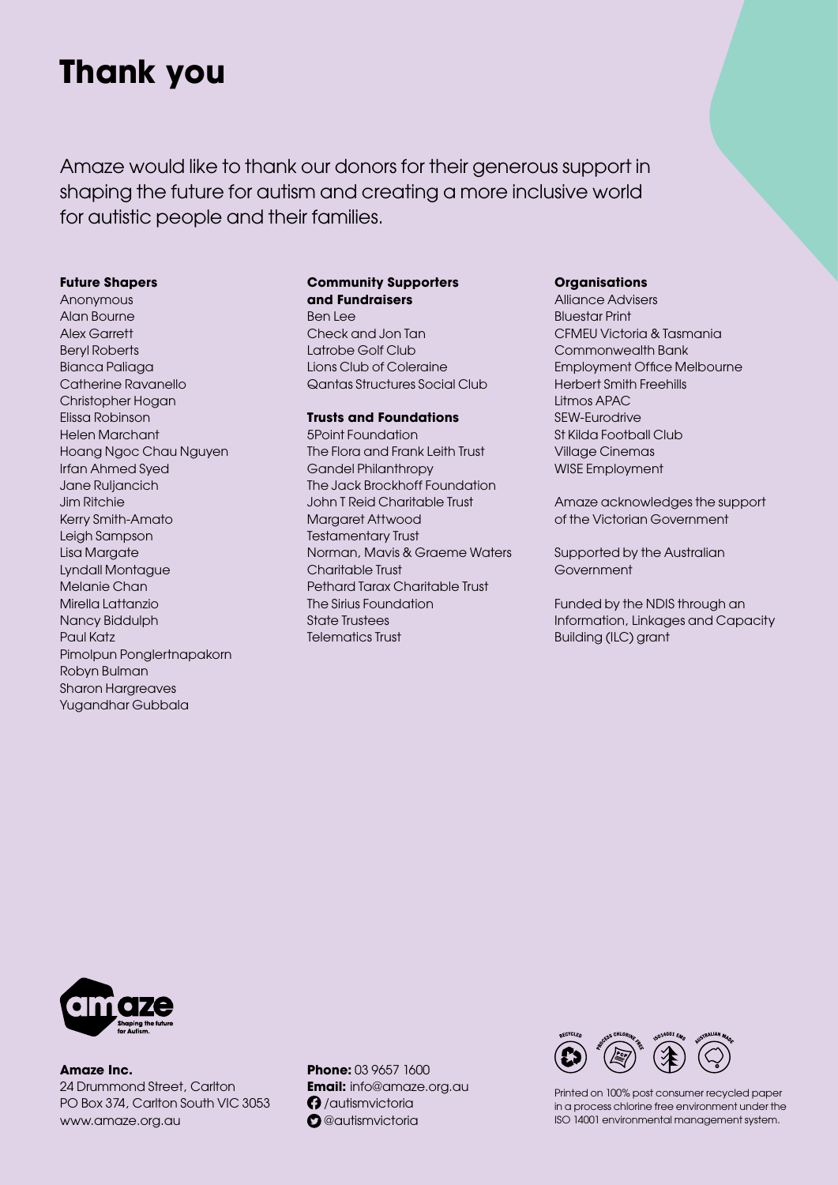# Thank you

Amaze would like to thank our donors for their generous support in shaping the future for autism and creating a more inclusive world for autistic people and their families.

**Future Shapers**

Anonymous
Alan Bourne
Alex Garrett
Beryl Roberts
Bianca Paliaga
Catherine Ravanello
Christopher Hogan
Elissa Robinson
Helen Marchant
Hoang Ngoc Chau Nguyen
Irfan Ahmed Syed
Jane Ruljancich
Jim Ritchie
Kerry Smith-Amato
Leigh Sampson
Lisa Margate
Lyndall Montague
Melanie Chan
Mirella Lattanzio
Nancy Biddulph
Paul Katz
Pimolpun Ponglertnapakorn
Robyn Bulman
Sharon Hargreaves
Yugandhar Gubbala

**Community Supporters and Fundraisers**

Ben Lee
Check and Jon Tan
Latrobe Golf Club
Lions Club of Coleraine
Qantas Structures Social Club

**Trusts and Foundations**

5Point Foundation
The Flora and Frank Leith Trust
Gandel Philanthropy
The Jack Brockhoff Foundation
John T Reid Charitable Trust
Margaret Attwood Testamentary Trust
Norman, Mavis & Graeme Waters Charitable Trust
Pethard Tarax Charitable Trust
The Sirius Foundation
State Trustees
Telematics Trust

**Organisations**

Alliance Advisers
Bluestar Print
CFMEU Victoria & Tasmania
Commonwealth Bank
Employment Office Melbourne
Herbert Smith Freehills
Litmos APAC
SEW-Eurodrive
St Kilda Football Club
Village Cinemas
WISE Employment

Amaze acknowledges the support of the Victorian Government

Supported by the Australian Government

Funded by the NDIS through an Information, Linkages and Capacity Building (ILC) grant

amaze Shaping the future for Autism.

**Amaze Inc.**
24 Drummond Street, Carlton
PO Box 374, Carlton South VIC 3053
www.amaze.org.au

**Phone:** 03 9657 1600
**Email:** info@amaze.org.au
/autismvictoria
@autismvictoria

RECYCLED · PROCESS CHLORINE FREE · ISO14001 EMS · AUSTRALIAN MADE

Printed on 100% post consumer recycled paper in a process chlorine free environment under the ISO 14001 environmental management system.